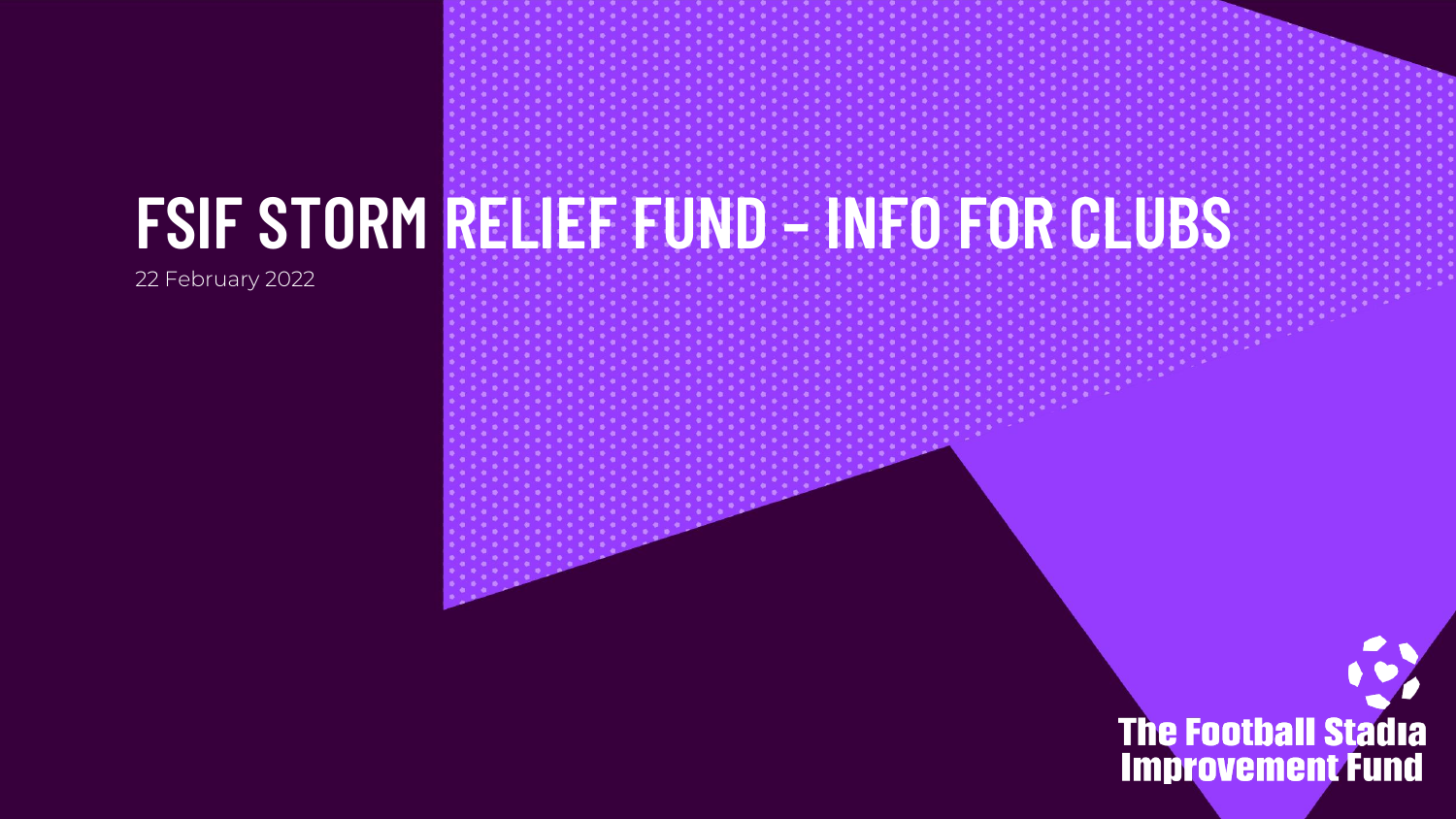# FSIF STORM RELIEF FUND – INFO FOR CLUBS

22 February 2022

The Football Stadia Improvement Fund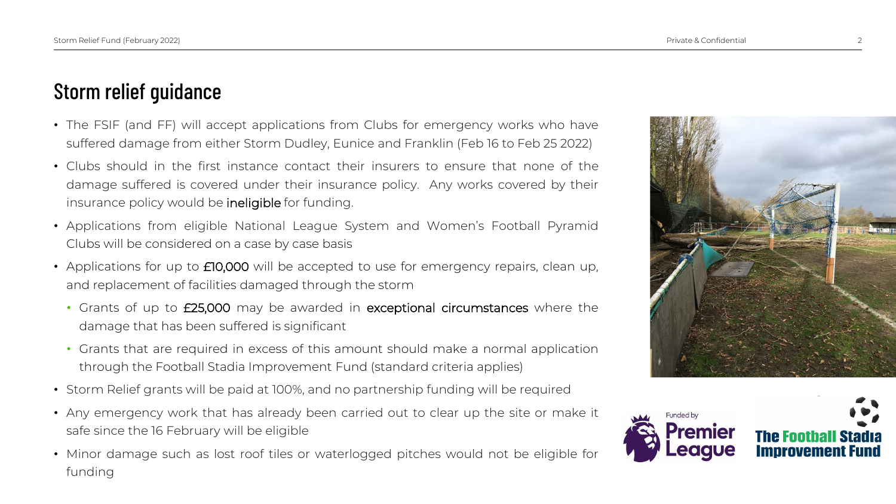## Storm relief guidance

- The FSIF (and FF) will accept applications from Clubs for emergency works who have suffered damage from either Storm Dudley, Eunice and Franklin (Feb 16 to Feb 25 2022)
- Clubs should in the first instance contact their insurers to ensure that none of the damage suffered is covered under their insurance policy. Any works covered by their insurance policy would be **ineligible** for funding.
- Applications from eligible National League System and Women's Football Pyramid Clubs will be considered on a case by case basis
- Applications for up to **£10,000** will be accepted to use for emergency repairs, clean up, and replacement of facilities damaged through the storm
  - Grants of up to **£25,000** may be awarded in **exceptional circumstances** where the damage that has been suffered is significant
  - Grants that are required in excess of this amount should make a normal application through the Football Stadia Improvement Fund (standard criteria applies)
- Storm Relief grants will be paid at 100%, and no partnership funding will be required
- Any emergency work that has already been carried out to clear up the site or make it safe since the 16 February will be eligible
- Minor damage such as lost roof tiles or waterlogged pitches would not be eligible for funding

Funded by Premier League

The Football Stadia Improvement Fund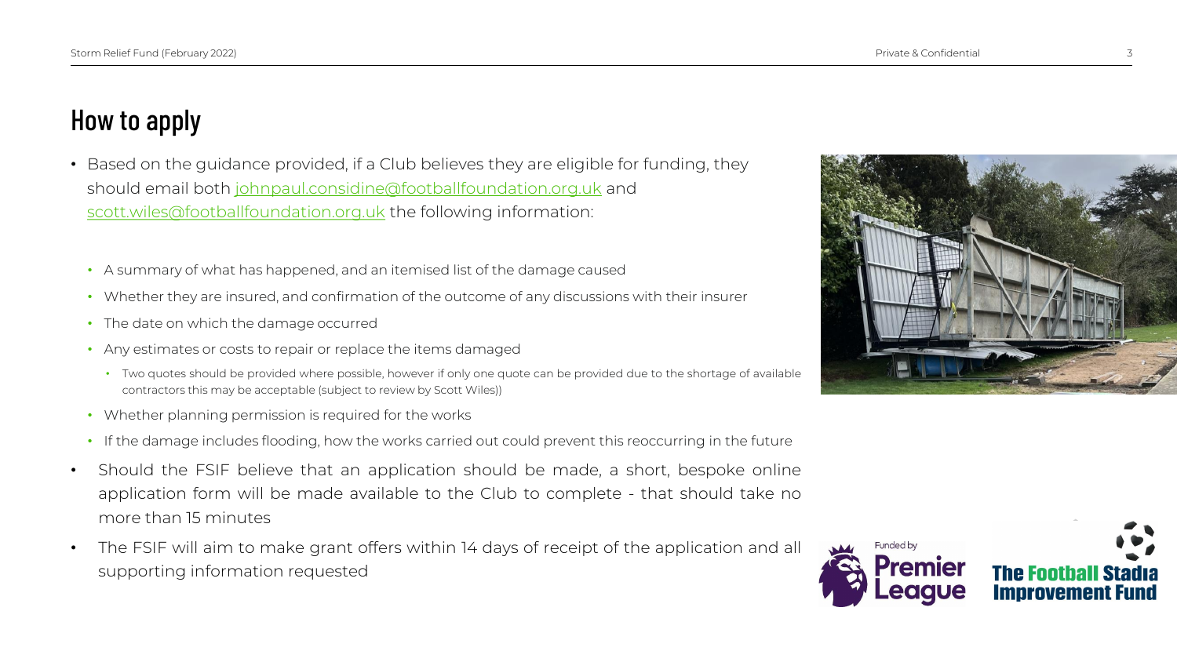# How to apply

- Based on the guidance provided, if a Club believes they are eligible for funding, they should email both johnpaul.considine@footballfoundation.org.uk and scott.wiles@footballfoundation.org.uk the following information:
  - A summary of what has happened, and an itemised list of the damage caused
  - Whether they are insured, and confirmation of the outcome of any discussions with their insurer
  - The date on which the damage occurred
  - Any estimates or costs to repair or replace the items damaged
    - Two quotes should be provided where possible, however if only one quote can be provided due to the shortage of available contractors this may be acceptable (subject to review by Scott Wiles))
  - Whether planning permission is required for the works
  - If the damage includes flooding, how the works carried out could prevent this reoccurring in the future
- Should the FSIF believe that an application should be made, a short, bespoke online application form will be made available to the Club to complete - that should take no more than 15 minutes
- The FSIF will aim to make grant offers within 14 days of receipt of the application and all supporting information requested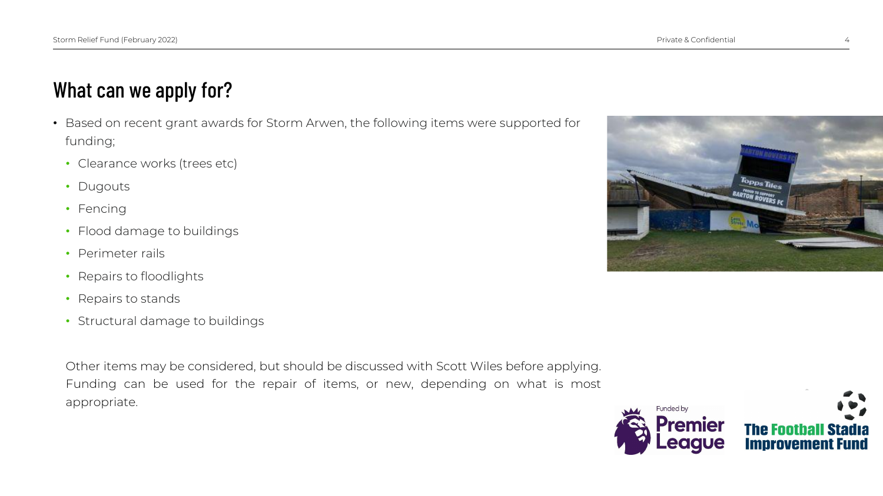## What can we apply for?

- Based on recent grant awards for Storm Arwen, the following items were supported for funding;
  - Clearance works (trees etc)
  - Dugouts
  - Fencing
  - Flood damage to buildings
  - Perimeter rails
  - Repairs to floodlights
  - Repairs to stands
  - Structural damage to buildings

Other items may be considered, but should be discussed with Scott Wiles before applying. Funding can be used for the repair of items, or new, depending on what is most appropriate.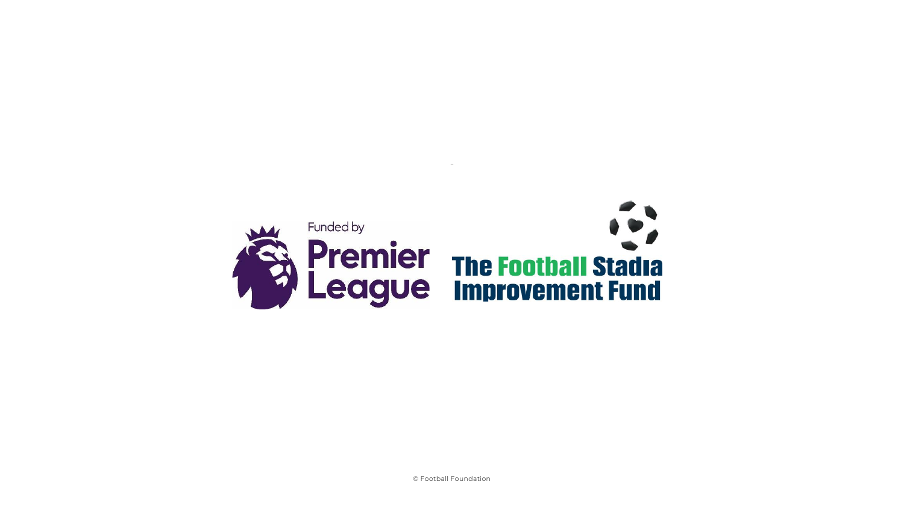Funded by

Premier League

The Football Stadia Improvement Fund

© Football Foundation